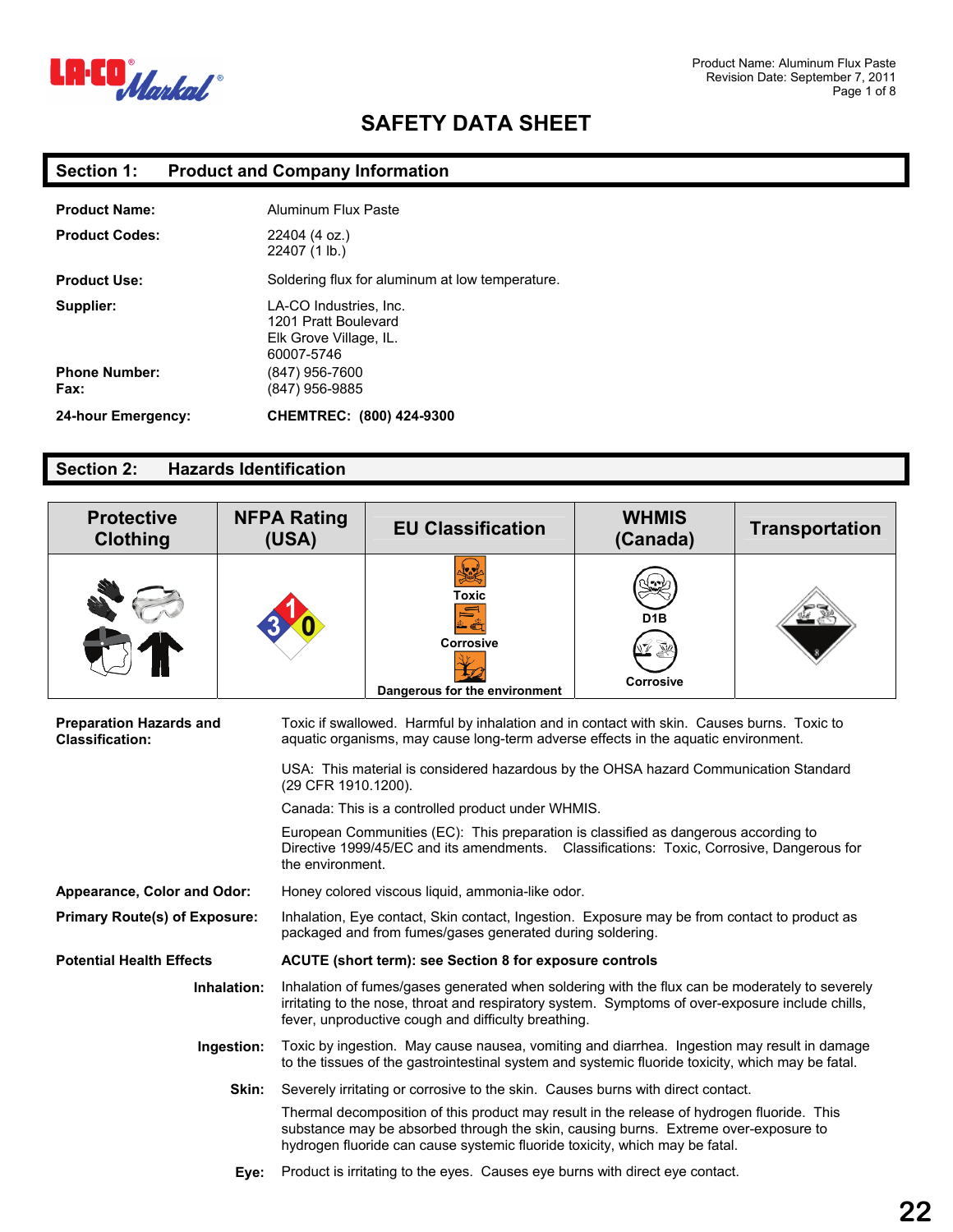# SAFETY DATA SHEET

## Section 1: Product and Company Information

**Product Name:** Aluminum Flux Paste

**Product Codes:** 22404 (4 oz.)
22407 (1 lb.)

**Product Use:** Soldering flux for aluminum at low temperature.

**Supplier:** LA-CO Industries, Inc.
1201 Pratt Boulevard
Elk Grove Village, IL.
60007-5746

**Phone Number:** (847) 956-7600
**Fax:** (847) 956-9885

**24-hour Emergency:** **CHEMTREC: (800) 424-9300**

## Section 2: Hazards Identification

| Protective Clothing | NFPA Rating (USA) | EU Classification | WHMIS (Canada) | Transportation |
|---|---|---|---|---|
| | 3 / 1 / 0 | Toxic<br>Corrosive<br>Dangerous for the environment | D1B<br>Corrosive | 8 |

**Preparation Hazards and Classification:** Toxic if swallowed. Harmful by inhalation and in contact with skin. Causes burns. Toxic to aquatic organisms, may cause long-term adverse effects in the aquatic environment.

USA: This material is considered hazardous by the OHSA hazard Communication Standard (29 CFR 1910.1200).

Canada: This is a controlled product under WHMIS.

European Communities (EC): This preparation is classified as dangerous according to Directive 1999/45/EC and its amendments. Classifications: Toxic, Corrosive, Dangerous for the environment.

**Appearance, Color and Odor:** Honey colored viscous liquid, ammonia-like odor.

**Primary Route(s) of Exposure:** Inhalation, Eye contact, Skin contact, Ingestion. Exposure may be from contact to product as packaged and from fumes/gases generated during soldering.

**Potential Health Effects** **ACUTE (short term): see Section 8 for exposure controls**

**Inhalation:** Inhalation of fumes/gases generated when soldering with the flux can be moderately to severely irritating to the nose, throat and respiratory system. Symptoms of over-exposure include chills, fever, unproductive cough and difficulty breathing.

**Ingestion:** Toxic by ingestion. May cause nausea, vomiting and diarrhea. Ingestion may result in damage to the tissues of the gastrointestinal system and systemic fluoride toxicity, which may be fatal.

**Skin:** Severely irritating or corrosive to the skin. Causes burns with direct contact.

Thermal decomposition of this product may result in the release of hydrogen fluoride. This substance may be absorbed through the skin, causing burns. Extreme over-exposure to hydrogen fluoride can cause systemic fluoride toxicity, which may be fatal.

**Eye:** Product is irritating to the eyes. Causes eye burns with direct eye contact.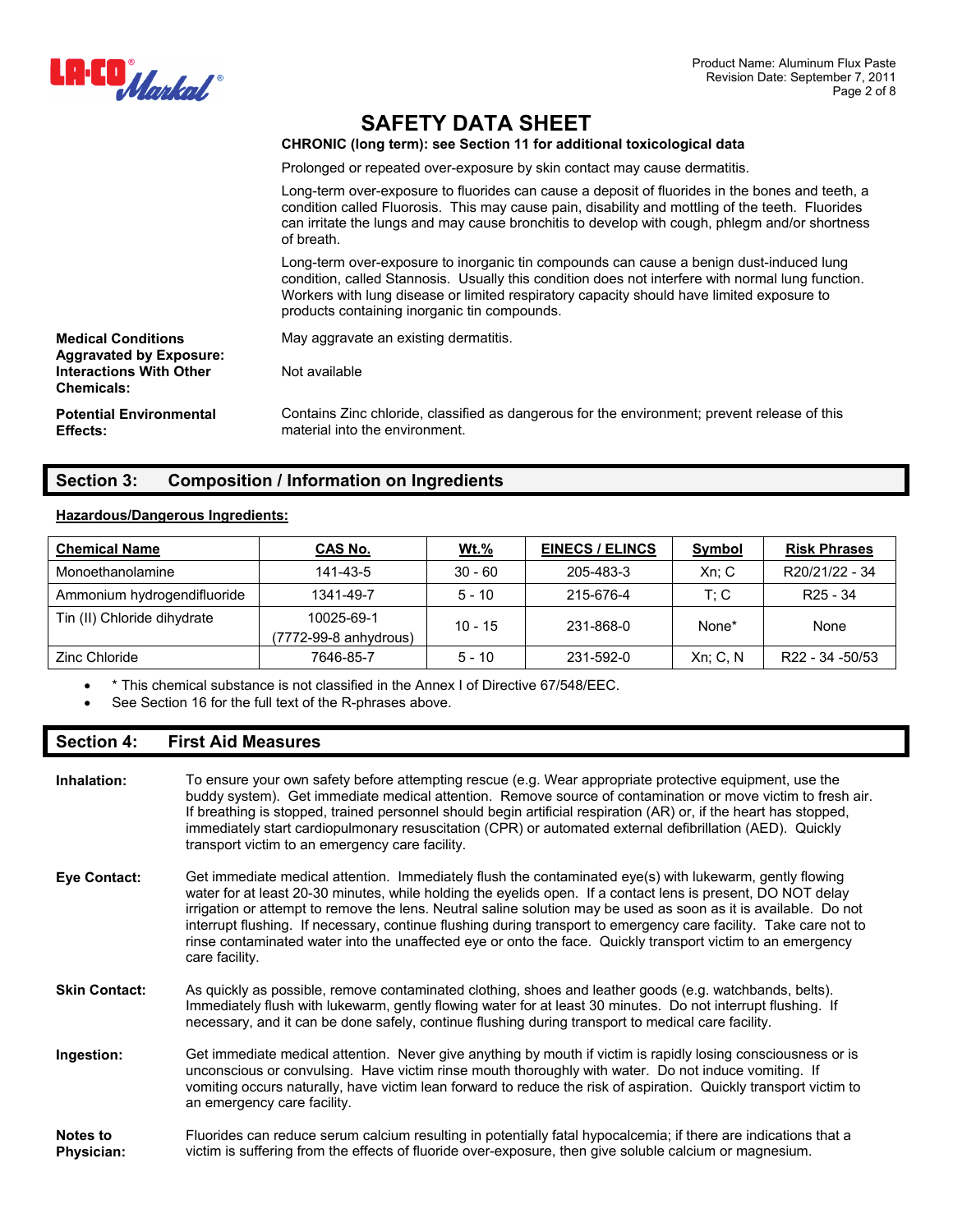# SAFETY DATA SHEET

**CHRONIC (long term): see Section 11 for additional toxicological data**

Prolonged or repeated over-exposure by skin contact may cause dermatitis.

Long-term over-exposure to fluorides can cause a deposit of fluorides in the bones and teeth, a condition called Fluorosis. This may cause pain, disability and mottling of the teeth. Fluorides can irritate the lungs and may cause bronchitis to develop with cough, phlegm and/or shortness of breath.

Long-term over-exposure to inorganic tin compounds can cause a benign dust-induced lung condition, called Stannosis. Usually this condition does not interfere with normal lung function. Workers with lung disease or limited respiratory capacity should have limited exposure to products containing inorganic tin compounds.

**Medical Conditions Aggravated by Exposure:** May aggravate an existing dermatitis.

**Interactions With Other Chemicals:** Not available

**Potential Environmental Effects:** Contains Zinc chloride, classified as dangerous for the environment; prevent release of this material into the environment.

## Section 3: Composition / Information on Ingredients

**Hazardous/Dangerous Ingredients:**

| Chemical Name | CAS No. | Wt.% | EINECS / ELINCS | Symbol | Risk Phrases |
|---|---|---|---|---|---|
| Monoethanolamine | 141-43-5 | 30 - 60 | 205-483-3 | Xn; C | R20/21/22 - 34 |
| Ammonium hydrogendifluoride | 1341-49-7 | 5 - 10 | 215-676-4 | T; C | R25 - 34 |
| Tin (II) Chloride dihydrate | 10025-69-1 (7772-99-8 anhydrous) | 10 - 15 | 231-868-0 | None* | None |
| Zinc Chloride | 7646-85-7 | 5 - 10 | 231-592-0 | Xn; C, N | R22 - 34 -50/53 |

- * This chemical substance is not classified in the Annex I of Directive 67/548/EEC.
- See Section 16 for the full text of the R-phrases above.

## Section 4: First Aid Measures

**Inhalation:** To ensure your own safety before attempting rescue (e.g. Wear appropriate protective equipment, use the buddy system). Get immediate medical attention. Remove source of contamination or move victim to fresh air. If breathing is stopped, trained personnel should begin artificial respiration (AR) or, if the heart has stopped, immediately start cardiopulmonary resuscitation (CPR) or automated external defibrillation (AED). Quickly transport victim to an emergency care facility.

**Eye Contact:** Get immediate medical attention. Immediately flush the contaminated eye(s) with lukewarm, gently flowing water for at least 20-30 minutes, while holding the eyelids open. If a contact lens is present, DO NOT delay irrigation or attempt to remove the lens. Neutral saline solution may be used as soon as it is available. Do not interrupt flushing. If necessary, continue flushing during transport to emergency care facility. Take care not to rinse contaminated water into the unaffected eye or onto the face. Quickly transport victim to an emergency care facility.

**Skin Contact:** As quickly as possible, remove contaminated clothing, shoes and leather goods (e.g. watchbands, belts). Immediately flush with lukewarm, gently flowing water for at least 30 minutes. Do not interrupt flushing. If necessary, and it can be done safely, continue flushing during transport to medical care facility.

**Ingestion:** Get immediate medical attention. Never give anything by mouth if victim is rapidly losing consciousness or is unconscious or convulsing. Have victim rinse mouth thoroughly with water. Do not induce vomiting. If vomiting occurs naturally, have victim lean forward to reduce the risk of aspiration. Quickly transport victim to an emergency care facility.

**Notes to Physician:** Fluorides can reduce serum calcium resulting in potentially fatal hypocalcemia; if there are indications that a victim is suffering from the effects of fluoride over-exposure, then give soluble calcium or magnesium.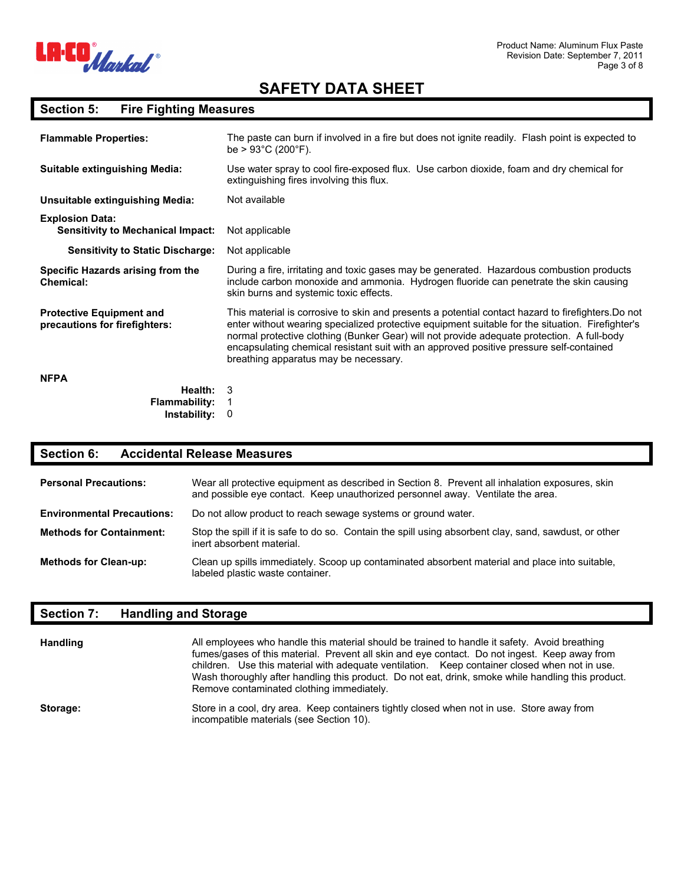# SAFETY DATA SHEET

## Section 5: Fire Fighting Measures

**Flammable Properties:** The paste can burn if involved in a fire but does not ignite readily. Flash point is expected to be > 93°C (200°F).

**Suitable extinguishing Media:** Use water spray to cool fire-exposed flux. Use carbon dioxide, foam and dry chemical for extinguishing fires involving this flux.

**Unsuitable extinguishing Media:** Not available

**Explosion Data:**

- **Sensitivity to Mechanical Impact:** Not applicable
- **Sensitivity to Static Discharge:** Not applicable

**Specific Hazards arising from the Chemical:** During a fire, irritating and toxic gases may be generated. Hazardous combustion products include carbon monoxide and ammonia. Hydrogen fluoride can penetrate the skin causing skin burns and systemic toxic effects.

**Protective Equipment and precautions for firefighters:** This material is corrosive to skin and presents a potential contact hazard to firefighters.Do not enter without wearing specialized protective equipment suitable for the situation. Firefighter's normal protective clothing (Bunker Gear) will not provide adequate protection. A full-body encapsulating chemical resistant suit with an approved positive pressure self-contained breathing apparatus may be necessary.

**NFPA**

- **Health:** 3
- **Flammability:** 1
- **Instability:** 0

## Section 6: Accidental Release Measures

**Personal Precautions:** Wear all protective equipment as described in Section 8. Prevent all inhalation exposures, skin and possible eye contact. Keep unauthorized personnel away. Ventilate the area.

**Environmental Precautions:** Do not allow product to reach sewage systems or ground water.

**Methods for Containment:** Stop the spill if it is safe to do so. Contain the spill using absorbent clay, sand, sawdust, or other inert absorbent material.

**Methods for Clean-up:** Clean up spills immediately. Scoop up contaminated absorbent material and place into suitable, labeled plastic waste container.

## Section 7: Handling and Storage

**Handling** All employees who handle this material should be trained to handle it safety. Avoid breathing fumes/gases of this material. Prevent all skin and eye contact. Do not ingest. Keep away from children. Use this material with adequate ventilation. Keep container closed when not in use. Wash thoroughly after handling this product. Do not eat, drink, smoke while handling this product. Remove contaminated clothing immediately.

**Storage:** Store in a cool, dry area. Keep containers tightly closed when not in use. Store away from incompatible materials (see Section 10).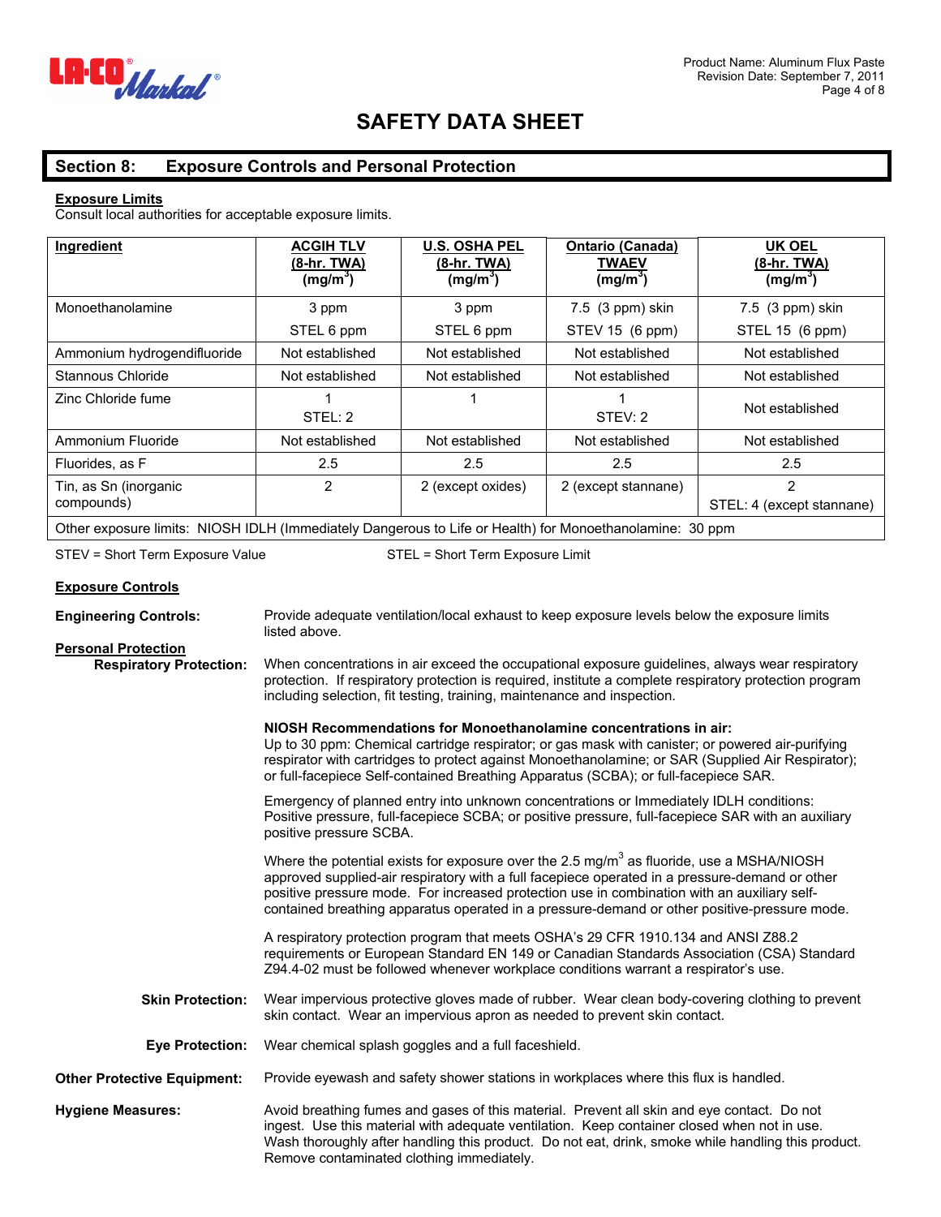# SAFETY DATA SHEET

## Section 8: Exposure Controls and Personal Protection

**Exposure Limits**

Consult local authorities for acceptable exposure limits.

| Ingredient | ACGIH TLV (8-hr. TWA) ($mg/m^3$) | U.S. OSHA PEL (8-hr. TWA) ($mg/m^3$) | Ontario (Canada) TWAEV ($mg/m^3$) | UK OEL (8-hr. TWA) ($mg/m^3$) |
|---|---|---|---|---|
| Monoethanolamine | 3 ppm<br>STEL 6 ppm | 3 ppm<br>STEL 6 ppm | 7.5 (3 ppm) skin<br>STEV 15 (6 ppm) | 7.5 (3 ppm) skin<br>STEL 15 (6 ppm) |
| Ammonium hydrogendifluoride | Not established | Not established | Not established | Not established |
| Stannous Chloride | Not established | Not established | Not established | Not established |
| Zinc Chloride fume | 1<br>STEL: 2 | 1 | 1<br>STEV: 2 | Not established |
| Ammonium Fluoride | Not established | Not established | Not established | Not established |
| Fluorides, as F | 2.5 | 2.5 | 2.5 | 2.5 |
| Tin, as Sn (inorganic compounds) | 2 | 2 (except oxides) | 2 (except stannane) | 2<br>STEL: 4 (except stannane) |
| Other exposure limits: NIOSH IDLH (Immediately Dangerous to Life or Health) for Monoethanolamine: 30 ppm | | | | |

STEV = Short Term Exposure Value    STEL = Short Term Exposure Limit

**Exposure Controls**

**Engineering Controls:** Provide adequate ventilation/local exhaust to keep exposure levels below the exposure limits listed above.

**Personal Protection**

**Respiratory Protection:** When concentrations in air exceed the occupational exposure guidelines, always wear respiratory protection. If respiratory protection is required, institute a complete respiratory protection program including selection, fit testing, training, maintenance and inspection.

**NIOSH Recommendations for Monoethanolamine concentrations in air:**
Up to 30 ppm: Chemical cartridge respirator; or gas mask with canister; or powered air-purifying respirator with cartridges to protect against Monoethanolamine; or SAR (Supplied Air Respirator); or full-facepiece Self-contained Breathing Apparatus (SCBA); or full-facepiece SAR.

Emergency of planned entry into unknown concentrations or Immediately IDLH conditions: Positive pressure, full-facepiece SCBA; or positive pressure, full-facepiece SAR with an auxiliary positive pressure SCBA.

Where the potential exists for exposure over the 2.5 $mg/m^3$ as fluoride, use a MSHA/NIOSH approved supplied-air respiratory with a full facepiece operated in a pressure-demand or other positive pressure mode. For increased protection use in combination with an auxiliary self-contained breathing apparatus operated in a pressure-demand or other positive-pressure mode.

A respiratory protection program that meets OSHA's 29 CFR 1910.134 and ANSI Z88.2 requirements or European Standard EN 149 or Canadian Standards Association (CSA) Standard Z94.4-02 must be followed whenever workplace conditions warrant a respirator's use.

**Skin Protection:** Wear impervious protective gloves made of rubber. Wear clean body-covering clothing to prevent skin contact. Wear an impervious apron as needed to prevent skin contact.

**Eye Protection:** Wear chemical splash goggles and a full faceshield.

**Other Protective Equipment:** Provide eyewash and safety shower stations in workplaces where this flux is handled.

**Hygiene Measures:** Avoid breathing fumes and gases of this material. Prevent all skin and eye contact. Do not ingest. Use this material with adequate ventilation. Keep container closed when not in use. Wash thoroughly after handling this product. Do not eat, drink, smoke while handling this product. Remove contaminated clothing immediately.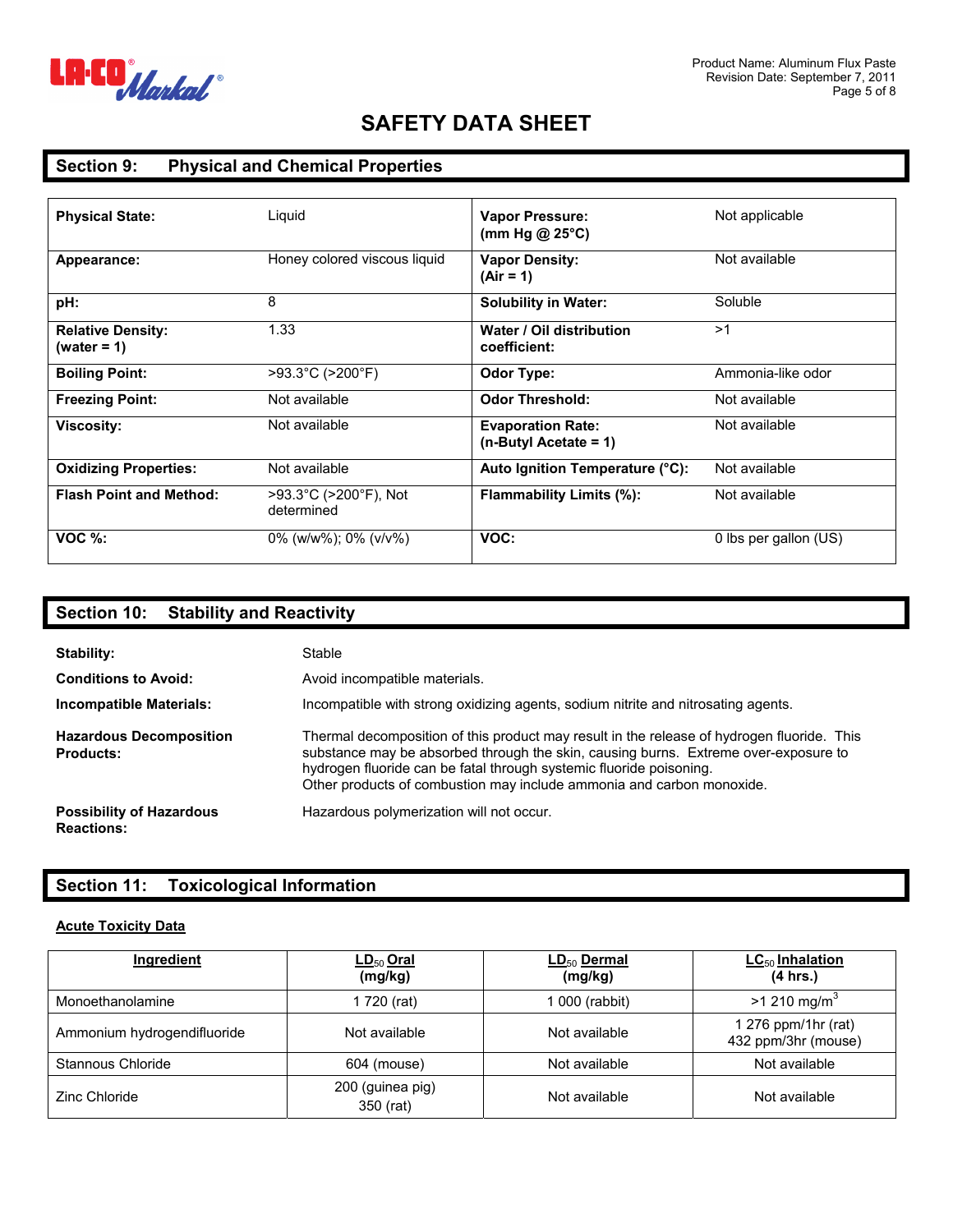# SAFETY DATA SHEET

## Section 9: Physical and Chemical Properties

| | | | |
|---|---|---|---|
| **Physical State:** | Liquid | **Vapor Pressure: (mm Hg @ 25°C)** | Not applicable |
| **Appearance:** | Honey colored viscous liquid | **Vapor Density: (Air = 1)** | Not available |
| **pH:** | 8 | **Solubility in Water:** | Soluble |
| **Relative Density: (water = 1)** | 1.33 | **Water / Oil distribution coefficient:** | >1 |
| **Boiling Point:** | >93.3°C (>200°F) | **Odor Type:** | Ammonia-like odor |
| **Freezing Point:** | Not available | **Odor Threshold:** | Not available |
| **Viscosity:** | Not available | **Evaporation Rate: (n-Butyl Acetate = 1)** | Not available |
| **Oxidizing Properties:** | Not available | **Auto Ignition Temperature (°C):** | Not available |
| **Flash Point and Method:** | >93.3°C (>200°F), Not determined | **Flammability Limits (%):** | Not available |
| **VOC %:** | 0% (w/w%); 0% (v/v%) | **VOC:** | 0 lbs per gallon (US) |

## Section 10: Stability and Reactivity

**Stability:** Stable

**Conditions to Avoid:** Avoid incompatible materials.

**Incompatible Materials:** Incompatible with strong oxidizing agents, sodium nitrite and nitrosating agents.

**Hazardous Decomposition Products:** Thermal decomposition of this product may result in the release of hydrogen fluoride. This substance may be absorbed through the skin, causing burns. Extreme over-exposure to hydrogen fluoride can be fatal through systemic fluoride poisoning.
Other products of combustion may include ammonia and carbon monoxide.

**Possibility of Hazardous Reactions:** Hazardous polymerization will not occur.

## Section 11: Toxicological Information

**Acute Toxicity Data**

| Ingredient | $LD_{50}$ Oral (mg/kg) | $LD_{50}$ Dermal (mg/kg) | $LC_{50}$ Inhalation (4 hrs.) |
|---|---|---|---|
| Monoethanolamine | 1 720 (rat) | 1 000 (rabbit) | >1 210 mg/m$^3$ |
| Ammonium hydrogendifluoride | Not available | Not available | 1 276 ppm/1hr (rat)<br>432 ppm/3hr (mouse) |
| Stannous Chloride | 604 (mouse) | Not available | Not available |
| Zinc Chloride | 200 (guinea pig)<br>350 (rat) | Not available | Not available |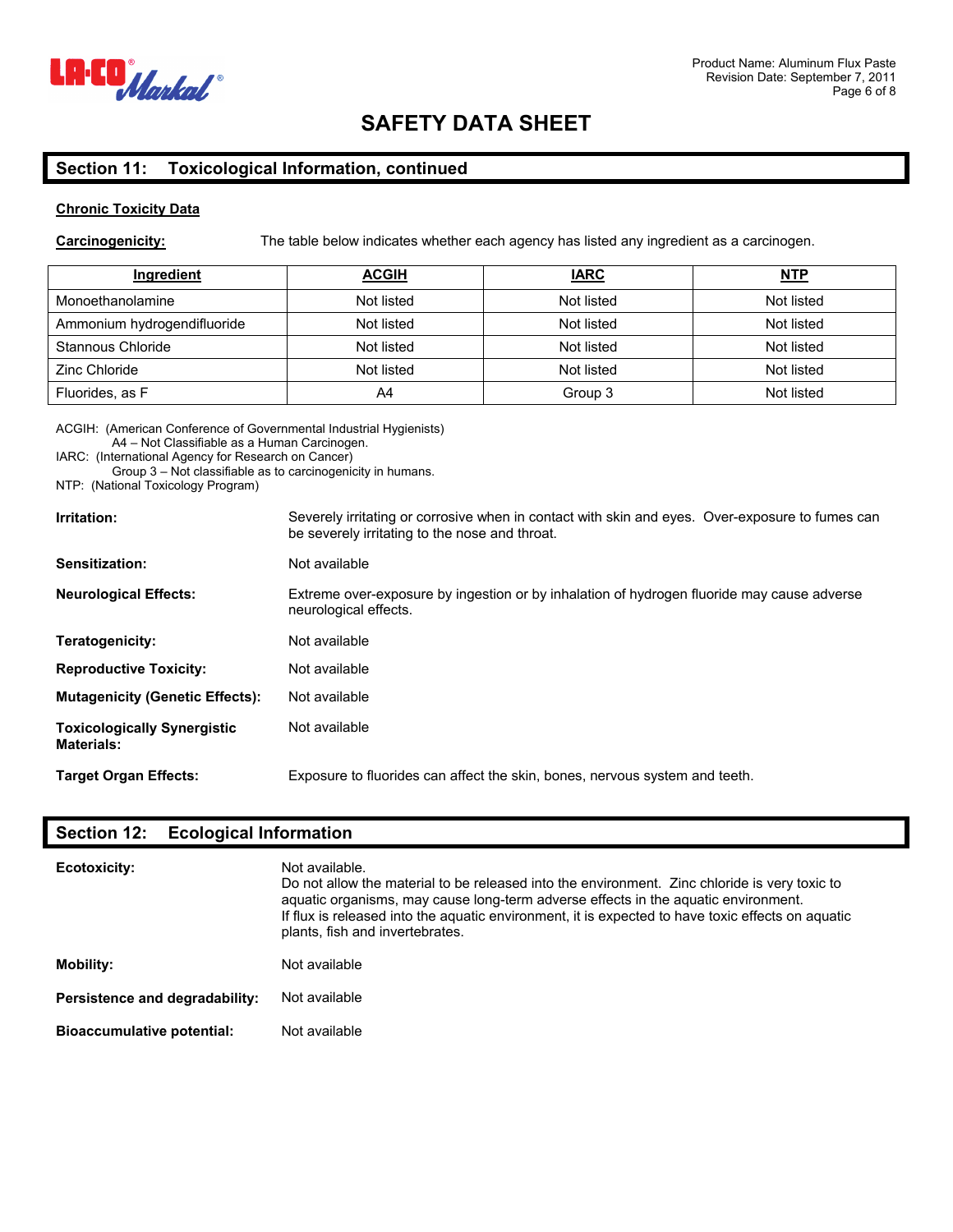# SAFETY DATA SHEET

## Section 11: Toxicological Information, continued

**Chronic Toxicity Data**

**Carcinogenicity:** The table below indicates whether each agency has listed any ingredient as a carcinogen.

| Ingredient | ACGIH | IARC | NTP |
|---|---|---|---|
| Monoethanolamine | Not listed | Not listed | Not listed |
| Ammonium hydrogendifluoride | Not listed | Not listed | Not listed |
| Stannous Chloride | Not listed | Not listed | Not listed |
| Zinc Chloride | Not listed | Not listed | Not listed |
| Fluorides, as F | A4 | Group 3 | Not listed |

ACGIH: (American Conference of Governmental Industrial Hygienists)
A4 – Not Classifiable as a Human Carcinogen.
IARC: (International Agency for Research on Cancer)
Group 3 – Not classifiable as to carcinogenicity in humans.
NTP: (National Toxicology Program)

**Irritation:** Severely irritating or corrosive when in contact with skin and eyes. Over-exposure to fumes can be severely irritating to the nose and throat.

**Sensitization:** Not available

**Neurological Effects:** Extreme over-exposure by ingestion or by inhalation of hydrogen fluoride may cause adverse neurological effects.

**Teratogenicity:** Not available

**Reproductive Toxicity:** Not available

**Mutagenicity (Genetic Effects):** Not available

**Toxicologically Synergistic Materials:** Not available

**Target Organ Effects:** Exposure to fluorides can affect the skin, bones, nervous system and teeth.

## Section 12: Ecological Information

**Ecotoxicity:** Not available.
Do not allow the material to be released into the environment. Zinc chloride is very toxic to aquatic organisms, may cause long-term adverse effects in the aquatic environment.
If flux is released into the aquatic environment, it is expected to have toxic effects on aquatic plants, fish and invertebrates.

**Mobility:** Not available

**Persistence and degradability:** Not available

**Bioaccumulative potential:** Not available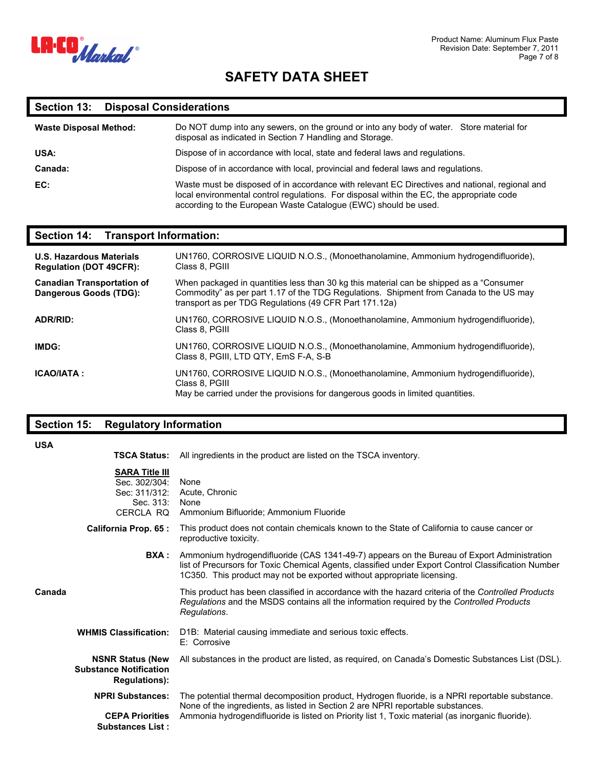# SAFETY DATA SHEET

## Section 13: Disposal Considerations

**Waste Disposal Method:** Do NOT dump into any sewers, on the ground or into any body of water. Store material for disposal as indicated in Section 7 Handling and Storage.

**USA:** Dispose of in accordance with local, state and federal laws and regulations.

**Canada:** Dispose of in accordance with local, provincial and federal laws and regulations.

**EC:** Waste must be disposed of in accordance with relevant EC Directives and national, regional and local environmental control regulations. For disposal within the EC, the appropriate code according to the European Waste Catalogue (EWC) should be used.

## Section 14: Transport Information:

**U.S. Hazardous Materials Regulation (DOT 49CFR):** UN1760, CORROSIVE LIQUID N.O.S., (Monoethanolamine, Ammonium hydrogendifluoride), Class 8, PGIII

**Canadian Transportation of Dangerous Goods (TDG):** When packaged in quantities less than 30 kg this material can be shipped as a "Consumer Commodity" as per part 1.17 of the TDG Regulations. Shipment from Canada to the US may transport as per TDG Regulations (49 CFR Part 171.12a)

**ADR/RID:** UN1760, CORROSIVE LIQUID N.O.S., (Monoethanolamine, Ammonium hydrogendifluoride), Class 8, PGIII

**IMDG:** UN1760, CORROSIVE LIQUID N.O.S., (Monoethanolamine, Ammonium hydrogendifluoride), Class 8, PGIII, LTD QTY, EmS F-A, S-B

**ICAO/IATA :** UN1760, CORROSIVE LIQUID N.O.S., (Monoethanolamine, Ammonium hydrogendifluoride), Class 8, PGIII
May be carried under the provisions for dangerous goods in limited quantities.

## Section 15: Regulatory Information

**USA**

**TSCA Status:** All ingredients in the product are listed on the TSCA inventory.

**SARA Title III**

- Sec. 302/304: None
- Sec: 311/312: Acute, Chronic
- Sec. 313: None
- CERCLA RQ: Ammonium Bifluoride; Ammonium Fluoride

**California Prop. 65 :** This product does not contain chemicals known to the State of California to cause cancer or reproductive toxicity.

**BXA :** Ammonium hydrogendifluoride (CAS 1341-49-7) appears on the Bureau of Export Administration list of Precursors for Toxic Chemical Agents, classified under Export Control Classification Number 1C350. This product may not be exported without appropriate licensing.

**Canada**

This product has been classified in accordance with the hazard criteria of the *Controlled Products Regulations* and the MSDS contains all the information required by the *Controlled Products Regulations*.

**WHMIS Classification:** D1B: Material causing immediate and serious toxic effects.
E: Corrosive

**NSNR Status (New Substance Notification Regulations):** All substances in the product are listed, as required, on Canada's Domestic Substances List (DSL).

**NPRI Substances:** The potential thermal decomposition product, Hydrogen fluoride, is a NPRI reportable substance. None of the ingredients, as listed in Section 2 are NPRI reportable substances.

**CEPA Priorities Substances List :** Ammonia hydrogendifluoride is listed on Priority list 1, Toxic material (as inorganic fluoride).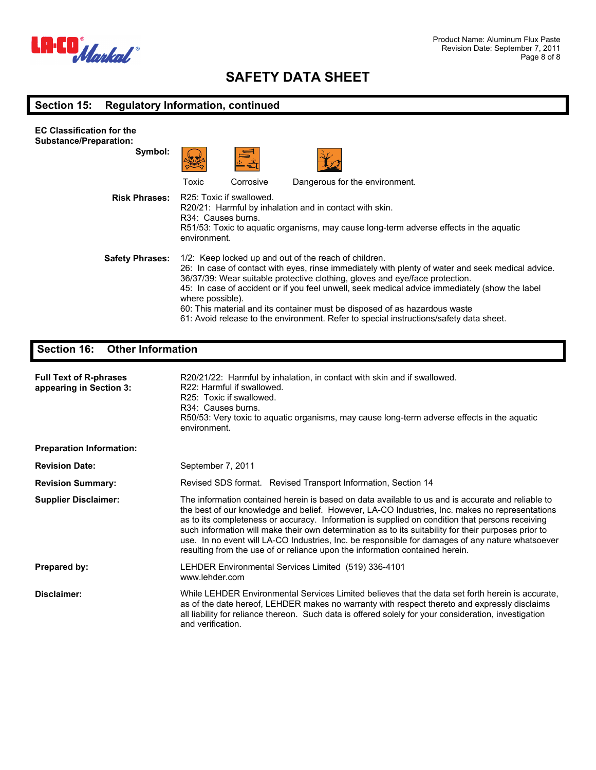# SAFETY DATA SHEET

## Section 15: Regulatory Information, continued

**EC Classification for the Substance/Preparation:**

**Symbol:** Toxic Corrosive Dangerous for the environment.

**Risk Phrases:**
R25: Toxic if swallowed.
R20/21: Harmful by inhalation and in contact with skin.
R34: Causes burns.
R51/53: Toxic to aquatic organisms, may cause long-term adverse effects in the aquatic environment.

**Safety Phrases:**
1/2: Keep locked up and out of the reach of children.
26: In case of contact with eyes, rinse immediately with plenty of water and seek medical advice.
36/37/39: Wear suitable protective clothing, gloves and eye/face protection.
45: In case of accident or if you feel unwell, seek medical advice immediately (show the label where possible).
60: This material and its container must be disposed of as hazardous waste
61: Avoid release to the environment. Refer to special instructions/safety data sheet.

## Section 16: Other Information

**Full Text of R-phrases appearing in Section 3:**
R20/21/22: Harmful by inhalation, in contact with skin and if swallowed.
R22: Harmful if swallowed.
R25: Toxic if swallowed.
R34: Causes burns.
R50/53: Very toxic to aquatic organisms, may cause long-term adverse effects in the aquatic environment.

**Preparation Information:**

**Revision Date:** September 7, 2011

**Revision Summary:** Revised SDS format. Revised Transport Information, Section 14

**Supplier Disclaimer:** The information contained herein is based on data available to us and is accurate and reliable to the best of our knowledge and belief. However, LA-CO Industries, Inc. makes no representations as to its completeness or accuracy. Information is supplied on condition that persons receiving such information will make their own determination as to its suitability for their purposes prior to use. In no event will LA-CO Industries, Inc. be responsible for damages of any nature whatsoever resulting from the use of or reliance upon the information contained herein.

**Prepared by:** LEHDER Environmental Services Limited (519) 336-4101
www.lehder.com

**Disclaimer:** While LEHDER Environmental Services Limited believes that the data set forth herein is accurate, as of the date hereof, LEHDER makes no warranty with respect thereto and expressly disclaims all liability for reliance thereon. Such data is offered solely for your consideration, investigation and verification.